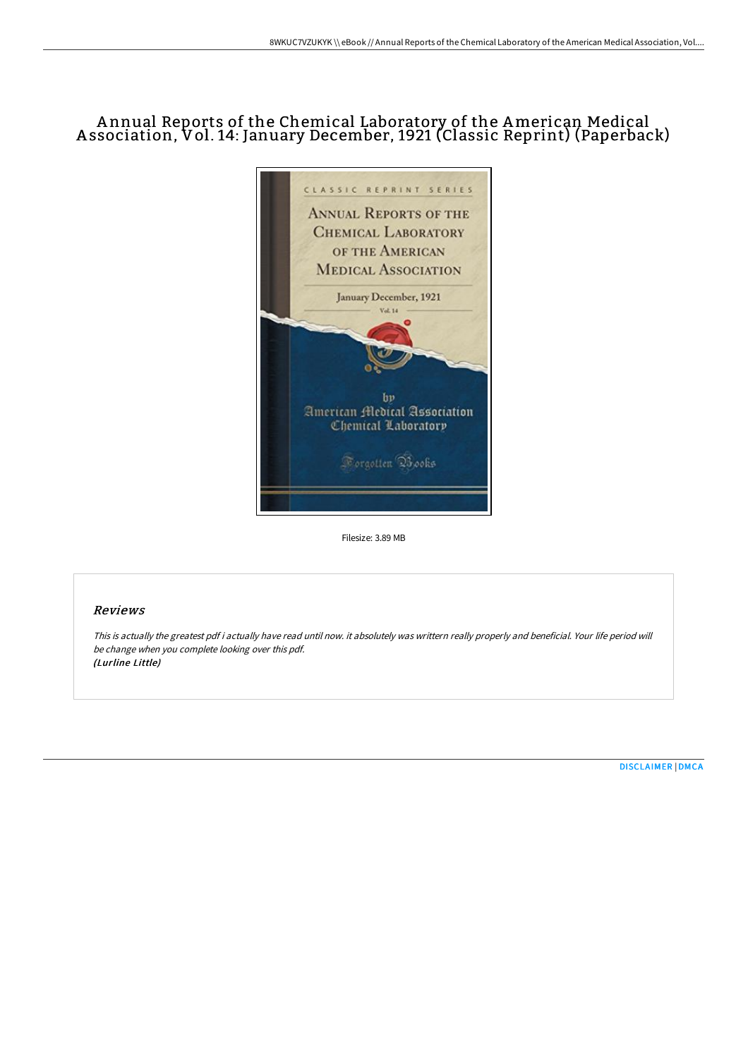# Annual Reports of the Chemical Laboratory of the American Medical Association, Vol. 14: January December, 1921 (Classic Reprint) (Paperback)

Filesize: 3.89 MB

## Reviews

*This is actually the greatest pdf i actually have read until now. it absolutely was writtern really properly and beneficial. Your life period will be change when you complete looking over this pdf.*
*(Lurline Little)*

DISCLAIMER | DMCA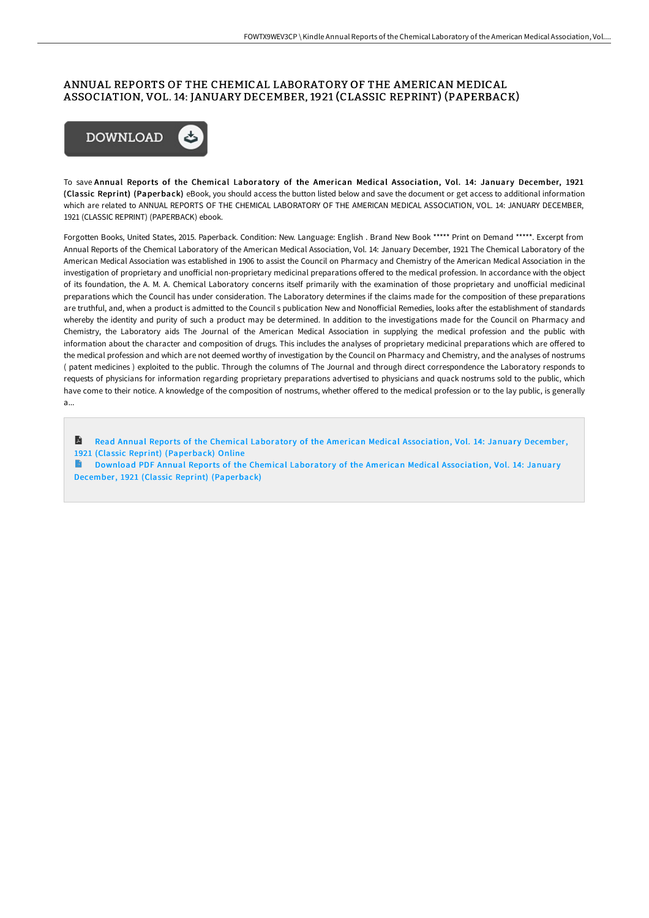# ANNUAL REPORTS OF THE CHEMICAL LABORATORY OF THE AMERICAN MEDICAL ASSOCIATION, VOL. 14: JANUARY DECEMBER, 1921 (CLASSIC REPRINT) (PAPERBACK)

DOWNLOAD

To save **Annual Reports of the Chemical Laboratory of the American Medical Association, Vol. 14: January December, 1921 (Classic Reprint) (Paperback)** eBook, you should access the button listed below and save the document or get access to additional information which are related to ANNUAL REPORTS OF THE CHEMICAL LABORATORY OF THE AMERICAN MEDICAL ASSOCIATION, VOL. 14: JANUARY DECEMBER, 1921 (CLASSIC REPRINT) (PAPERBACK) ebook.

Forgotten Books, United States, 2015. Paperback. Condition: New. Language: English . Brand New Book ***** Print on Demand *****. Excerpt from Annual Reports of the Chemical Laboratory of the American Medical Association, Vol. 14: January December, 1921 The Chemical Laboratory of the American Medical Association was established in 1906 to assist the Council on Pharmacy and Chemistry of the American Medical Association in the investigation of proprietary and unofficial non-proprietary medicinal preparations offered to the medical profession. In accordance with the object of its foundation, the A. M. A. Chemical Laboratory concerns itself primarily with the examination of those proprietary and unofficial medicinal preparations which the Council has under consideration. The Laboratory determines if the claims made for the composition of these preparations are truthful, and, when a product is admitted to the Council s publication New and Nonofficial Remedies, looks after the establishment of standards whereby the identity and purity of such a product may be determined. In addition to the investigations made for the Council on Pharmacy and Chemistry, the Laboratory aids The Journal of the American Medical Association in supplying the medical profession and the public with information about the character and composition of drugs. This includes the analyses of proprietary medicinal preparations which are offered to the medical profession and which are not deemed worthy of investigation by the Council on Pharmacy and Chemistry, and the analyses of nostrums ( patent medicines ) exploited to the public. Through the columns of The Journal and through direct correspondence the Laboratory responds to requests of physicians for information regarding proprietary preparations advertised to physicians and quack nostrums sold to the public, which have come to their notice. A knowledge of the composition of nostrums, whether offered to the medical profession or to the lay public, is generally a...

Read Annual Reports of the Chemical Laboratory of the American Medical Association, Vol. 14: January December, 1921 (Classic Reprint) (Paperback) Online

Download PDF Annual Reports of the Chemical Laboratory of the American Medical Association, Vol. 14: January December, 1921 (Classic Reprint) (Paperback)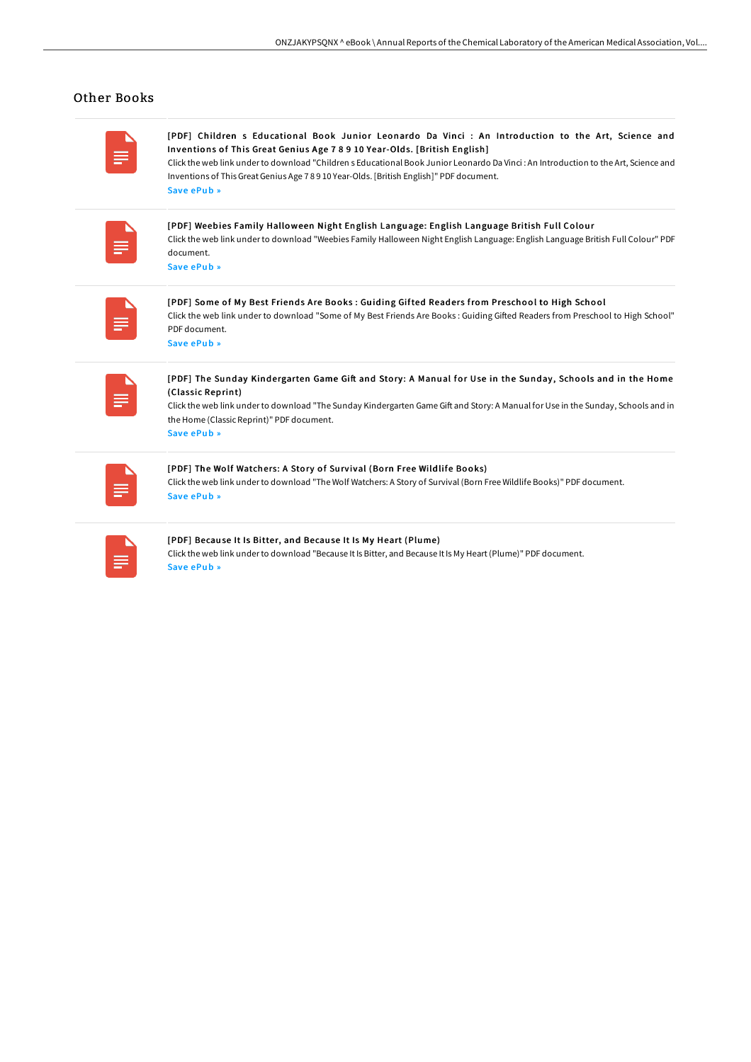## Other Books

**[PDF] Children s Educational Book Junior Leonardo Da Vinci : An Introduction to the Art, Science and Inventions of This Great Genius Age 7 8 9 10 Year-Olds. [British English]**

Click the web link under to download "Children s Educational Book Junior Leonardo Da Vinci : An Introduction to the Art, Science and Inventions of This Great Genius Age 7 8 9 10 Year-Olds. [British English]" PDF document.

Save ePub »

**[PDF] Weebies Family Halloween Night English Language: English Language British Full Colour**

Click the web link under to download "Weebies Family Halloween Night English Language: English Language British Full Colour" PDF document.

Save ePub »

**[PDF] Some of My Best Friends Are Books : Guiding Gifted Readers from Preschool to High School**

Click the web link under to download "Some of My Best Friends Are Books : Guiding Gifted Readers from Preschool to High School" PDF document.

Save ePub »

**[PDF] The Sunday Kindergarten Game Gift and Story: A Manual for Use in the Sunday, Schools and in the Home (Classic Reprint)**

Click the web link under to download "The Sunday Kindergarten Game Gift and Story: A Manual for Use in the Sunday, Schools and in the Home (Classic Reprint)" PDF document.

Save ePub »

**[PDF] The Wolf Watchers: A Story of Survival (Born Free Wildlife Books)**

Click the web link under to download "The Wolf Watchers: A Story of Survival (Born Free Wildlife Books)" PDF document.

Save ePub »

**[PDF] Because It Is Bitter, and Because It Is My Heart (Plume)**

Click the web link under to download "Because It Is Bitter, and Because It Is My Heart (Plume)" PDF document.

Save ePub »